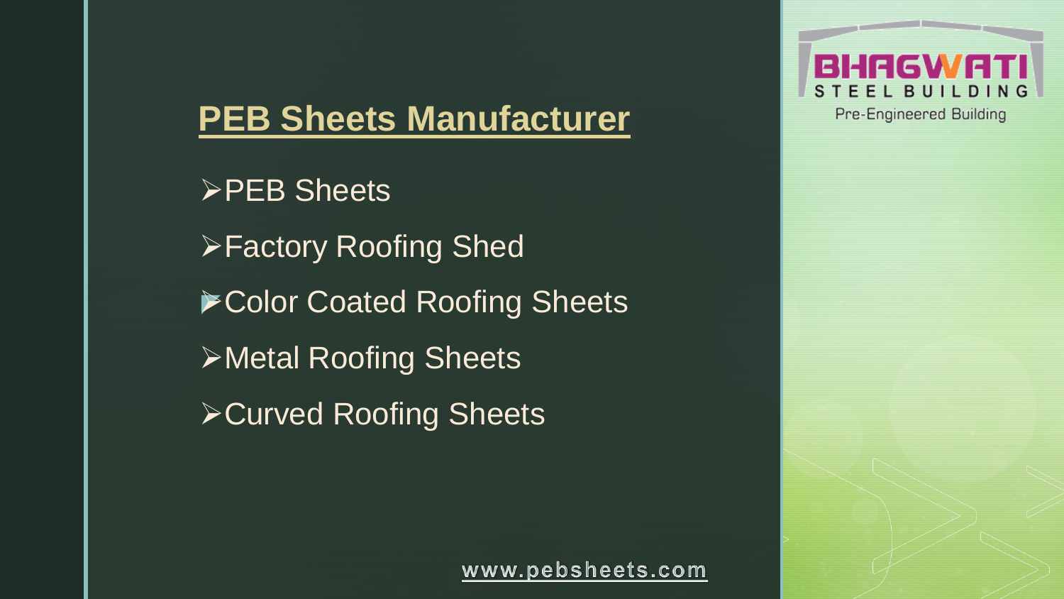# PEB Sheets Manufacturer

- PEB Sheets
- Factory Roofing Shed
- Color Coated Roofing Sheets
- Metal Roofing Sheets
- Curved Roofing Sheets

www.pebsheets.com

BHAGWATI STEEL BUILDING

Pre-Engineered Building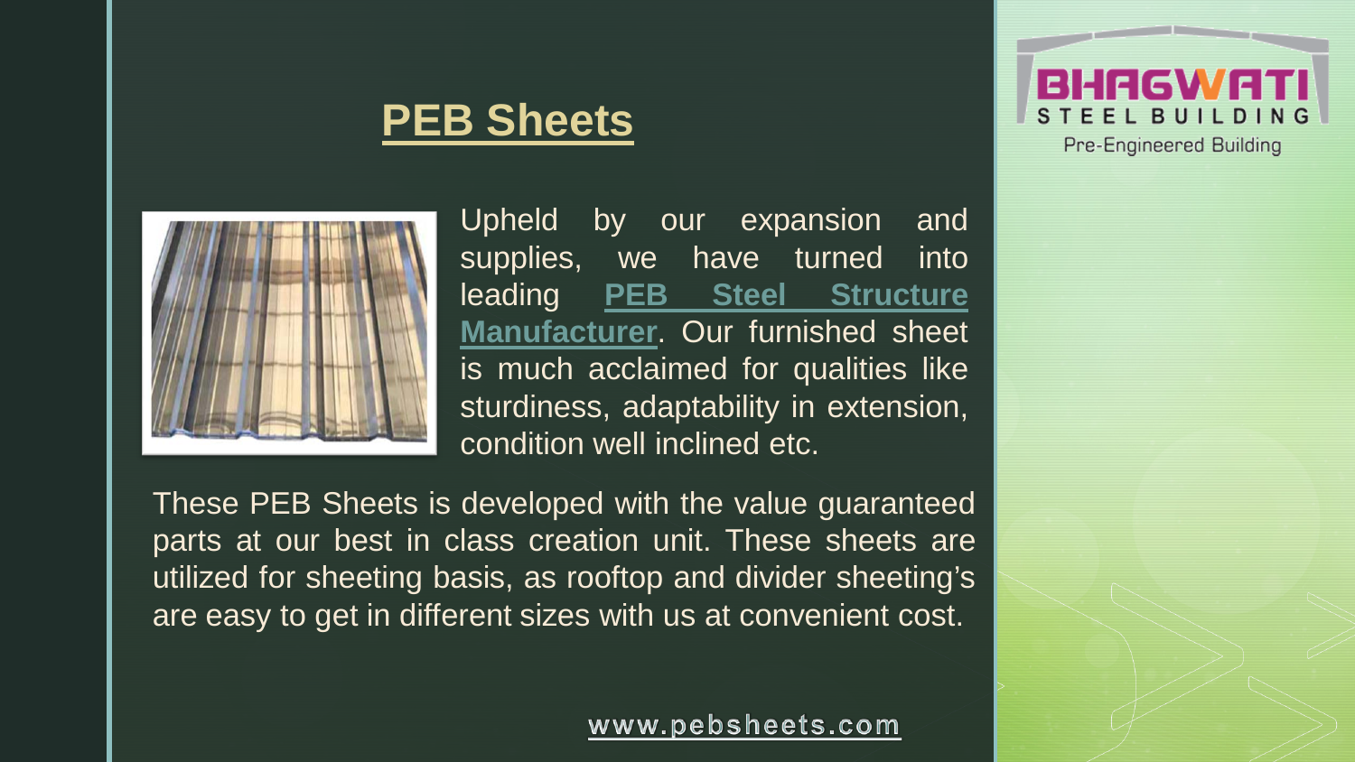# PEB Sheets

Upheld by our expansion and supplies, we have turned into leading **PEB Steel Structure Manufacturer**. Our furnished sheet is much acclaimed for qualities like sturdiness, adaptability in extension, condition well inclined etc.

These PEB Sheets is developed with the value guaranteed parts at our best in class creation unit. These sheets are utilized for sheeting basis, as rooftop and divider sheeting's are easy to get in different sizes with us at convenient cost.

www.pebsheets.com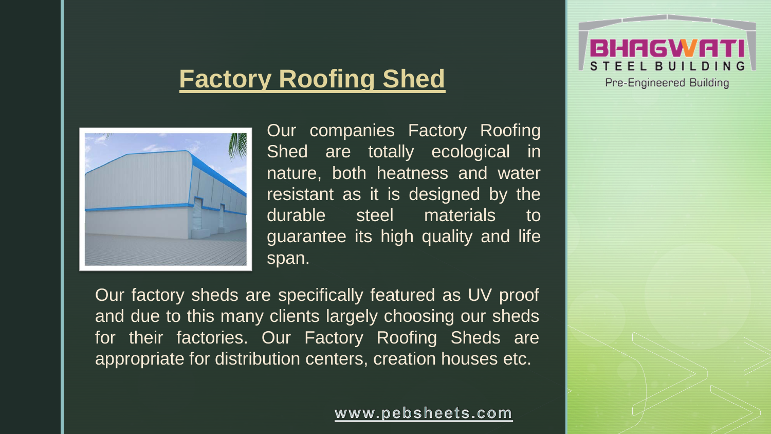# Factory Roofing Shed

BHAGWATI STEEL BUILDING

Pre-Engineered Building

Our companies Factory Roofing Shed are totally ecological in nature, both heatness and water resistant as it is designed by the durable steel materials to guarantee its high quality and life span.

Our factory sheds are specifically featured as UV proof and due to this many clients largely choosing our sheds for their factories. Our Factory Roofing Sheds are appropriate for distribution centers, creation houses etc.

www.pebsheets.com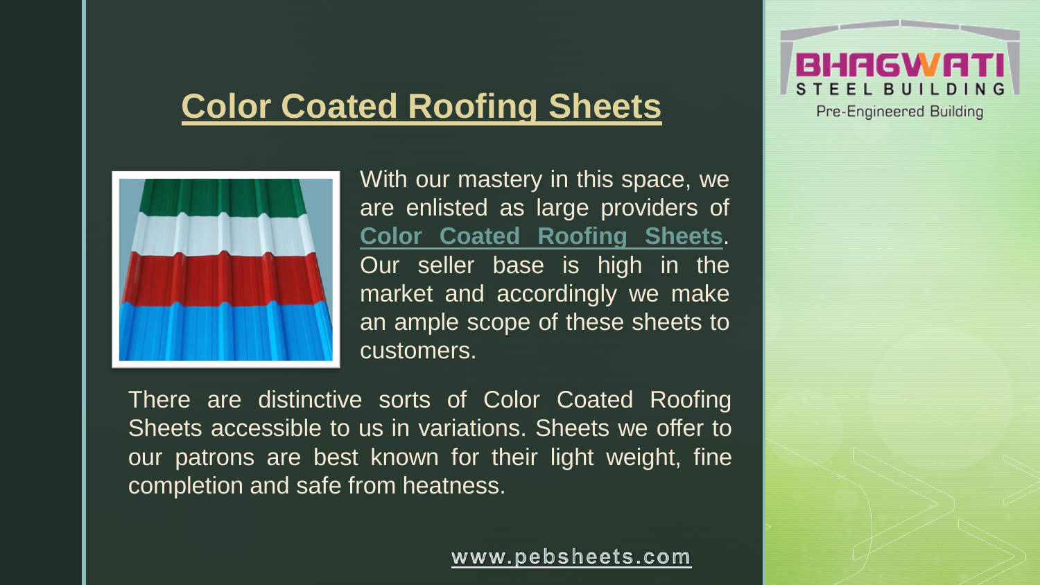## Color Coated Roofing Sheets

BHAGWATI STEEL BUILDING
Pre-Engineered Building

With our mastery in this space, we are enlisted as large providers of **Color Coated Roofing Sheets**. Our seller base is high in the market and accordingly we make an ample scope of these sheets to customers.

There are distinctive sorts of Color Coated Roofing Sheets accessible to us in variations. Sheets we offer to our patrons are best known for their light weight, fine completion and safe from heatness.

www.pebsheets.com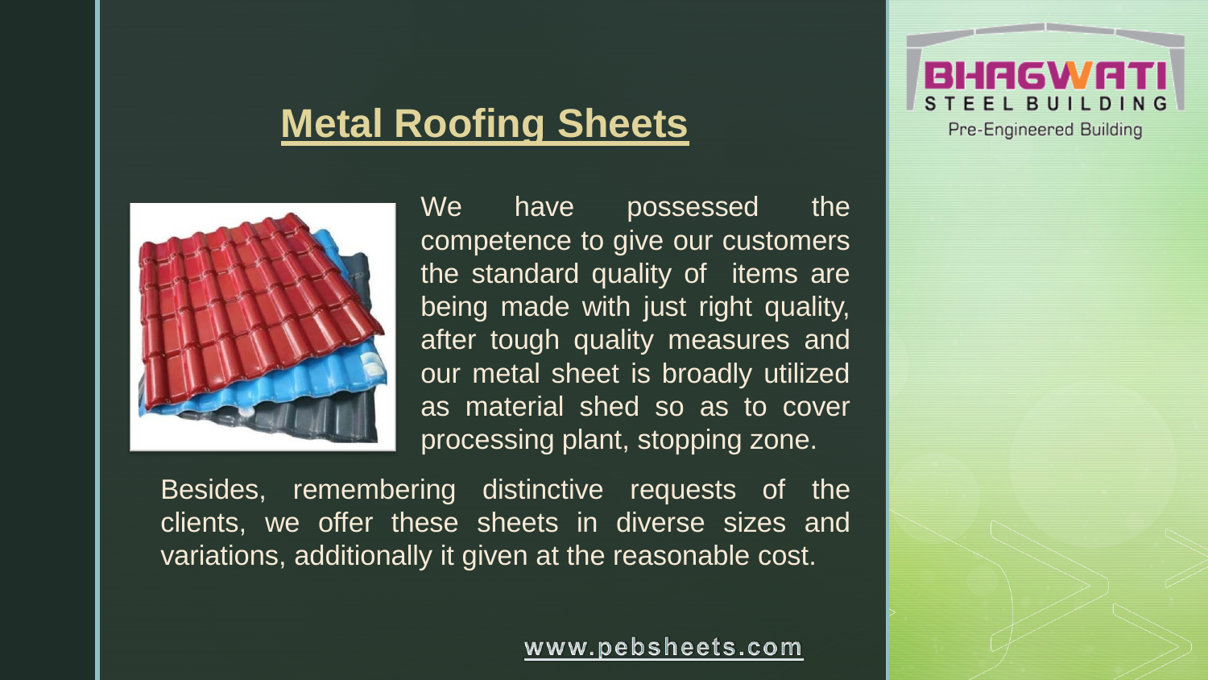## Metal Roofing Sheets

We have possessed the competence to give our customers the standard quality of items are being made with just right quality, after tough quality measures and our metal sheet is broadly utilized as material shed so as to cover processing plant, stopping zone.

Besides, remembering distinctive requests of the clients, we offer these sheets in diverse sizes and variations, additionally it given at the reasonable cost.

www.pebsheets.com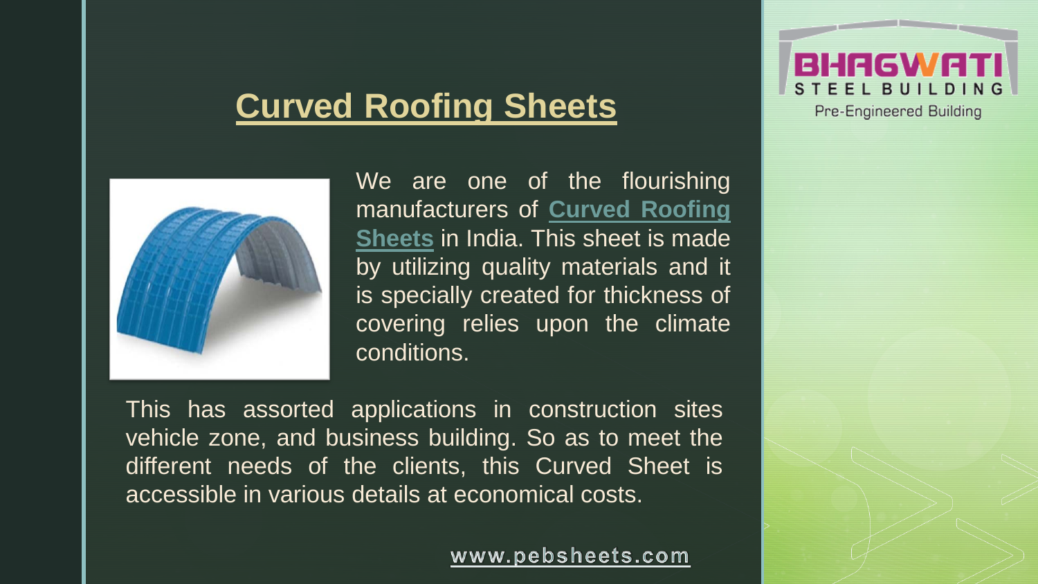## Curved Roofing Sheets

We are one of the flourishing manufacturers of **Curved Roofing Sheets** in India. This sheet is made by utilizing quality materials and it is specially created for thickness of covering relies upon the climate conditions.

This has assorted applications in construction sites vehicle zone, and business building. So as to meet the different needs of the clients, this Curved Sheet is accessible in various details at economical costs.

BHAGWATI STEEL BUILDING
Pre-Engineered Building

www.pebsheets.com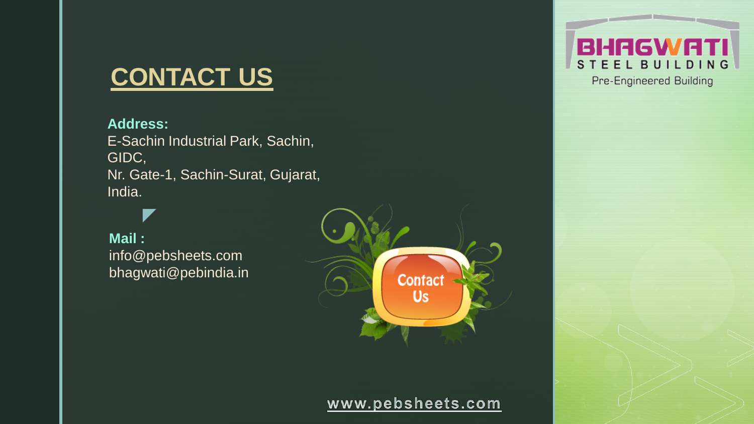# CONTACT US

**Address:**
E-Sachin Industrial Park, Sachin, GIDC,
Nr. Gate-1, Sachin-Surat, Gujarat, India.

**Mail :**
info@pebsheets.com
bhagwati@pebindia.in

Contact Us

www.pebsheets.com

BHAGWATI STEEL BUILDING
Pre-Engineered Building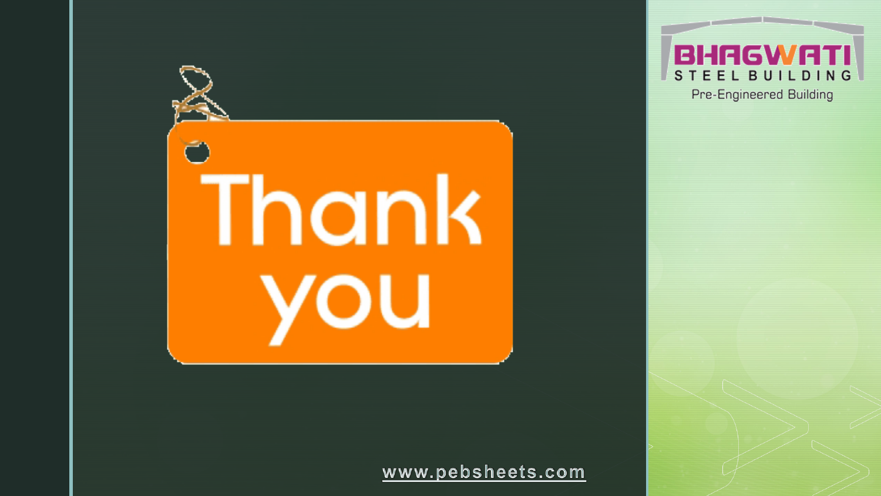# Thank you

www.pebsheets.com

BHAGWATI STEEL BUILDING

Pre-Engineered Building